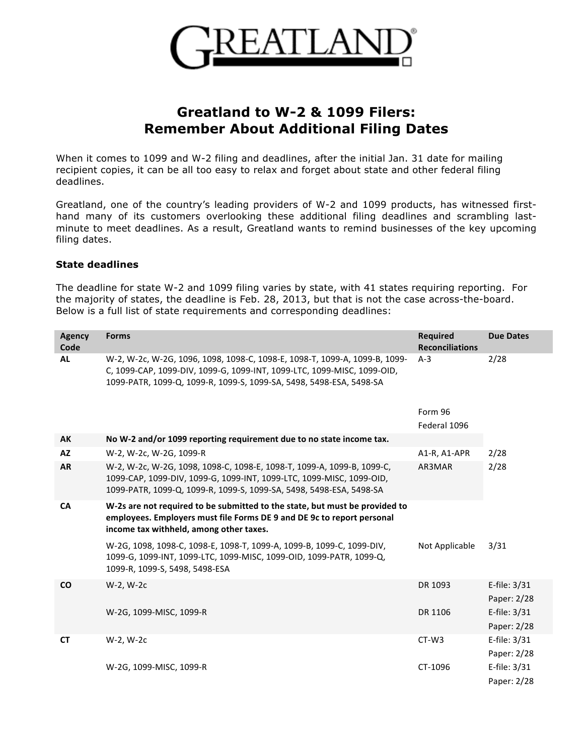# Greatland to W-2 & 1099 Filers: Remember About Additional Filing Dates

When it comes to 1099 and W-2 filing and deadlines, after the initial Jan. 31 date for mailing recipient copies, it can be all too easy to relax and forget about state and other federal filing deadlines.

Greatland, one of the country's leading providers of W-2 and 1099 products, has witnessed first-hand many of its customers overlooking these additional filing deadlines and scrambling last-minute to meet deadlines. As a result, Greatland wants to remind businesses of the key upcoming filing dates.

### State deadlines

The deadline for state W-2 and 1099 filing varies by state, with 41 states requiring reporting. For the majority of states, the deadline is Feb. 28, 2013, but that is not the case across-the-board. Below is a full list of state requirements and corresponding deadlines:

| Agency Code | Forms | Required Reconciliations | Due Dates |
|---|---|---|---|
| **AL** | W-2, W-2c, W-2G, 1096, 1098, 1098-C, 1098-E, 1098-T, 1099-A, 1099-B, 1099-C, 1099-CAP, 1099-DIV, 1099-G, 1099-INT, 1099-LTC, 1099-MISC, 1099-OID, 1099-PATR, 1099-Q, 1099-R, 1099-S, 1099-SA, 5498, 5498-ESA, 5498-SA | A-3 | 2/28 |
| | | Form 96 | |
| | | Federal 1096 | |
| **AK** | **No W-2 and/or 1099 reporting requirement due to no state income tax.** | | |
| **AZ** | W-2, W-2c, W-2G, 1099-R | A1-R, A1-APR | 2/28 |
| **AR** | W-2, W-2c, W-2G, 1098, 1098-C, 1098-E, 1098-T, 1099-A, 1099-B, 1099-C, 1099-CAP, 1099-DIV, 1099-G, 1099-INT, 1099-LTC, 1099-MISC, 1099-OID, 1099-PATR, 1099-Q, 1099-R, 1099-S, 1099-SA, 5498, 5498-ESA, 5498-SA | AR3MAR | 2/28 |
| **CA** | **W-2s are not required to be submitted to the state, but must be provided to employees. Employers must file Forms DE 9 and DE 9c to report personal income tax withheld, among other taxes.** | | |
| | W-2G, 1098, 1098-C, 1098-E, 1098-T, 1099-A, 1099-B, 1099-C, 1099-DIV, 1099-G, 1099-INT, 1099-LTC, 1099-MISC, 1099-OID, 1099-PATR, 1099-Q, 1099-R, 1099-S, 5498, 5498-ESA | Not Applicable | 3/31 |
| **CO** | W-2, W-2c | DR 1093 | E-file: 3/31<br>Paper: 2/28 |
| | W-2G, 1099-MISC, 1099-R | DR 1106 | E-file: 3/31<br>Paper: 2/28 |
| **CT** | W-2, W-2c | CT-W3 | E-file: 3/31<br>Paper: 2/28 |
| | W-2G, 1099-MISC, 1099-R | CT-1096 | E-file: 3/31<br>Paper: 2/28 |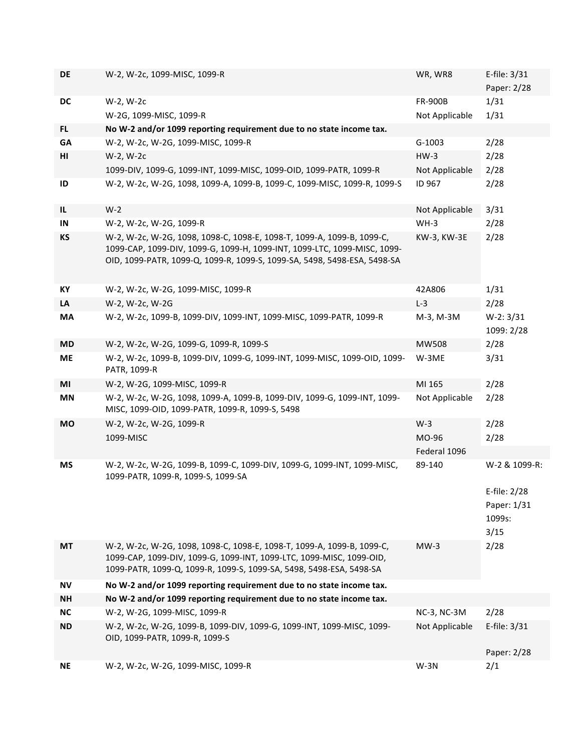| | | | |
|---|---|---|---|
| **DE** | W-2, W-2c, 1099-MISC, 1099-R | WR, WR8 | E-file: 3/31<br>Paper: 2/28 |
| **DC** | W-2, W-2c | FR-900B | 1/31 |
| | W-2G, 1099-MISC, 1099-R | Not Applicable | 1/31 |
| **FL** | **No W-2 and/or 1099 reporting requirement due to no state income tax.** | | |
| **GA** | W-2, W-2c, W-2G, 1099-MISC, 1099-R | G-1003 | 2/28 |
| **HI** | W-2, W-2c | HW-3 | 2/28 |
| | 1099-DIV, 1099-G, 1099-INT, 1099-MISC, 1099-OID, 1099-PATR, 1099-R | Not Applicable | 2/28 |
| **ID** | W-2, W-2c, W-2G, 1098, 1099-A, 1099-B, 1099-C, 1099-MISC, 1099-R, 1099-S | ID 967 | 2/28 |
| **IL** | W-2 | Not Applicable | 3/31 |
| **IN** | W-2, W-2c, W-2G, 1099-R | WH-3 | 2/28 |
| **KS** | W-2, W-2c, W-2G, 1098, 1098-C, 1098-E, 1098-T, 1099-A, 1099-B, 1099-C, 1099-CAP, 1099-DIV, 1099-G, 1099-H, 1099-INT, 1099-LTC, 1099-MISC, 1099-OID, 1099-PATR, 1099-Q, 1099-R, 1099-S, 1099-SA, 5498, 5498-ESA, 5498-SA | KW-3, KW-3E | 2/28 |
| **KY** | W-2, W-2c, W-2G, 1099-MISC, 1099-R | 42A806 | 1/31 |
| **LA** | W-2, W-2c, W-2G | L-3 | 2/28 |
| **MA** | W-2, W-2c, 1099-B, 1099-DIV, 1099-INT, 1099-MISC, 1099-PATR, 1099-R | M-3, M-3M | W-2: 3/31<br>1099: 2/28 |
| **MD** | W-2, W-2c, W-2G, 1099-G, 1099-R, 1099-S | MW508 | 2/28 |
| **ME** | W-2, W-2c, 1099-B, 1099-DIV, 1099-G, 1099-INT, 1099-MISC, 1099-OID, 1099-PATR, 1099-R | W-3ME | 3/31 |
| **MI** | W-2, W-2G, 1099-MISC, 1099-R | MI 165 | 2/28 |
| **MN** | W-2, W-2c, W-2G, 1098, 1099-A, 1099-B, 1099-DIV, 1099-G, 1099-INT, 1099-MISC, 1099-OID, 1099-PATR, 1099-R, 1099-S, 5498 | Not Applicable | 2/28 |
| **MO** | W-2, W-2c, W-2G, 1099-R | W-3 | 2/28 |
| | 1099-MISC | MO-96<br>Federal 1096 | 2/28 |
| **MS** | W-2, W-2c, W-2G, 1099-B, 1099-C, 1099-DIV, 1099-G, 1099-INT, 1099-MISC, 1099-PATR, 1099-R, 1099-S, 1099-SA | 89-140 | W-2 & 1099-R:<br>E-file: 2/28<br>Paper: 1/31<br>1099s:<br>3/15 |
| **MT** | W-2, W-2c, W-2G, 1098, 1098-C, 1098-E, 1098-T, 1099-A, 1099-B, 1099-C, 1099-CAP, 1099-DIV, 1099-G, 1099-INT, 1099-LTC, 1099-MISC, 1099-OID, 1099-PATR, 1099-Q, 1099-R, 1099-S, 1099-SA, 5498, 5498-ESA, 5498-SA | MW-3 | 2/28 |
| **NV** | **No W-2 and/or 1099 reporting requirement due to no state income tax.** | | |
| **NH** | **No W-2 and/or 1099 reporting requirement due to no state income tax.** | | |
| **NC** | W-2, W-2G, 1099-MISC, 1099-R | NC-3, NC-3M | 2/28 |
| **ND** | W-2, W-2c, W-2G, 1099-B, 1099-DIV, 1099-G, 1099-INT, 1099-MISC, 1099-OID, 1099-PATR, 1099-R, 1099-S | Not Applicable | E-file: 3/31<br>Paper: 2/28 |
| **NE** | W-2, W-2c, W-2G, 1099-MISC, 1099-R | W-3N | 2/1 |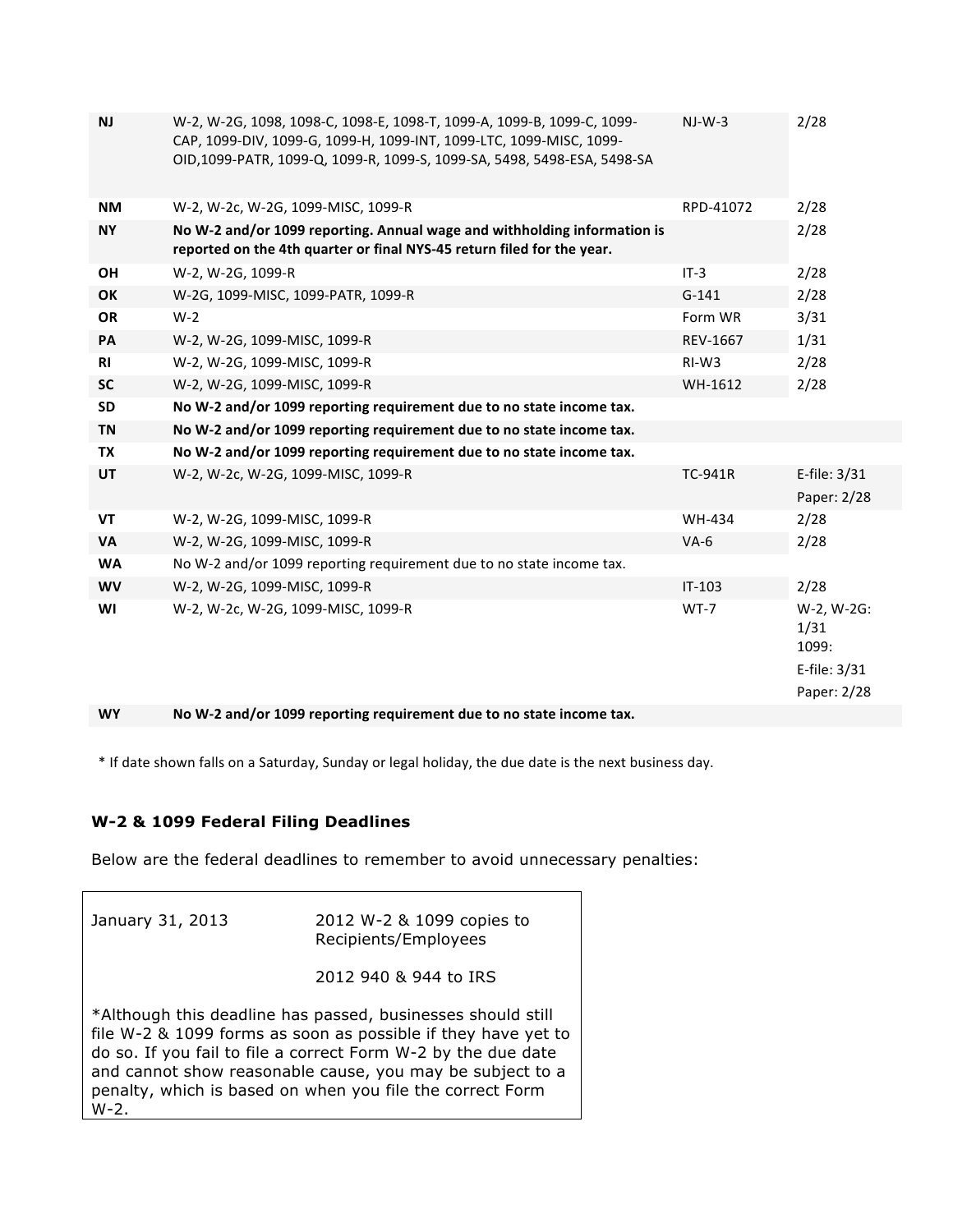| | | | |
|---|---|---|---|
| **NJ** | W-2, W-2G, 1098, 1098-C, 1098-E, 1098-T, 1099-A, 1099-B, 1099-C, 1099-CAP, 1099-DIV, 1099-G, 1099-H, 1099-INT, 1099-LTC, 1099-MISC, 1099-OID,1099-PATR, 1099-Q, 1099-R, 1099-S, 1099-SA, 5498, 5498-ESA, 5498-SA | NJ-W-3 | 2/28 |
| **NM** | W-2, W-2c, W-2G, 1099-MISC, 1099-R | RPD-41072 | 2/28 |
| **NY** | **No W-2 and/or 1099 reporting. Annual wage and withholding information is reported on the 4th quarter or final NYS-45 return filed for the year.** | | 2/28 |
| **OH** | W-2, W-2G, 1099-R | IT-3 | 2/28 |
| **OK** | W-2G, 1099-MISC, 1099-PATR, 1099-R | G-141 | 2/28 |
| **OR** | W-2 | Form WR | 3/31 |
| **PA** | W-2, W-2G, 1099-MISC, 1099-R | REV-1667 | 1/31 |
| **RI** | W-2, W-2G, 1099-MISC, 1099-R | RI-W3 | 2/28 |
| **SC** | W-2, W-2G, 1099-MISC, 1099-R | WH-1612 | 2/28 |
| **SD** | **No W-2 and/or 1099 reporting requirement due to no state income tax.** | | |
| **TN** | **No W-2 and/or 1099 reporting requirement due to no state income tax.** | | |
| **TX** | **No W-2 and/or 1099 reporting requirement due to no state income tax.** | | |
| **UT** | W-2, W-2c, W-2G, 1099-MISC, 1099-R | TC-941R | E-file: 3/31<br>Paper: 2/28 |
| **VT** | W-2, W-2G, 1099-MISC, 1099-R | WH-434 | 2/28 |
| **VA** | W-2, W-2G, 1099-MISC, 1099-R | VA-6 | 2/28 |
| **WA** | No W-2 and/or 1099 reporting requirement due to no state income tax. | | |
| **WV** | W-2, W-2G, 1099-MISC, 1099-R | IT-103 | 2/28 |
| **WI** | W-2, W-2c, W-2G, 1099-MISC, 1099-R | WT-7 | W-2, W-2G: 1/31<br>1099:<br>E-file: 3/31<br>Paper: 2/28 |
| **WY** | **No W-2 and/or 1099 reporting requirement due to no state income tax.** | | |

* If date shown falls on a Saturday, Sunday or legal holiday, the due date is the next business day.

### W-2 & 1099 Federal Filing Deadlines

Below are the federal deadlines to remember to avoid unnecessary penalties:

| | |
|---|---|
| January 31, 2013 | 2012 W-2 & 1099 copies to Recipients/Employees<br><br>2012 940 & 944 to IRS |

*Although this deadline has passed, businesses should still file W-2 & 1099 forms as soon as possible if they have yet to do so. If you fail to file a correct Form W-2 by the due date and cannot show reasonable cause, you may be subject to a penalty, which is based on when you file the correct Form W-2.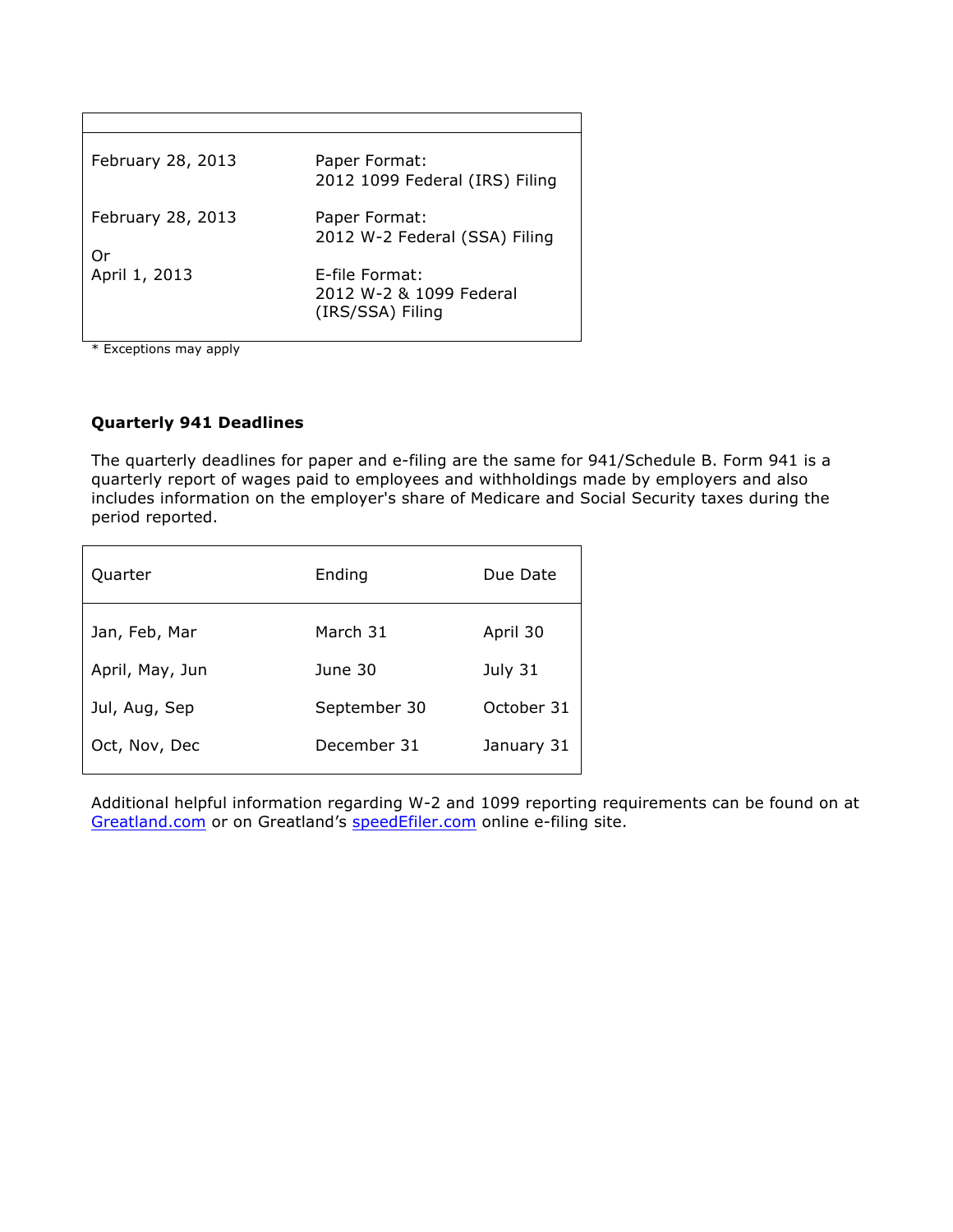| | |
|---|---|
| February 28, 2013 | Paper Format: 2012 1099 Federal (IRS) Filing |
| February 28, 2013 | Paper Format: 2012 W-2 Federal (SSA) Filing |
| Or April 1, 2013 | E-file Format: 2012 W-2 & 1099 Federal (IRS/SSA) Filing |

* Exceptions may apply

**Quarterly 941 Deadlines**

The quarterly deadlines for paper and e-filing are the same for 941/Schedule B. Form 941 is a quarterly report of wages paid to employees and withholdings made by employers and also includes information on the employer's share of Medicare and Social Security taxes during the period reported.

| Quarter | Ending | Due Date |
|---|---|---|
| Jan, Feb, Mar | March 31 | April 30 |
| April, May, Jun | June 30 | July 31 |
| Jul, Aug, Sep | September 30 | October 31 |
| Oct, Nov, Dec | December 31 | January 31 |

Additional helpful information regarding W-2 and 1099 reporting requirements can be found on at [Greatland.com](Greatland.com) or on Greatland's [speedEfiler.com](speedEfiler.com) online e-filing site.